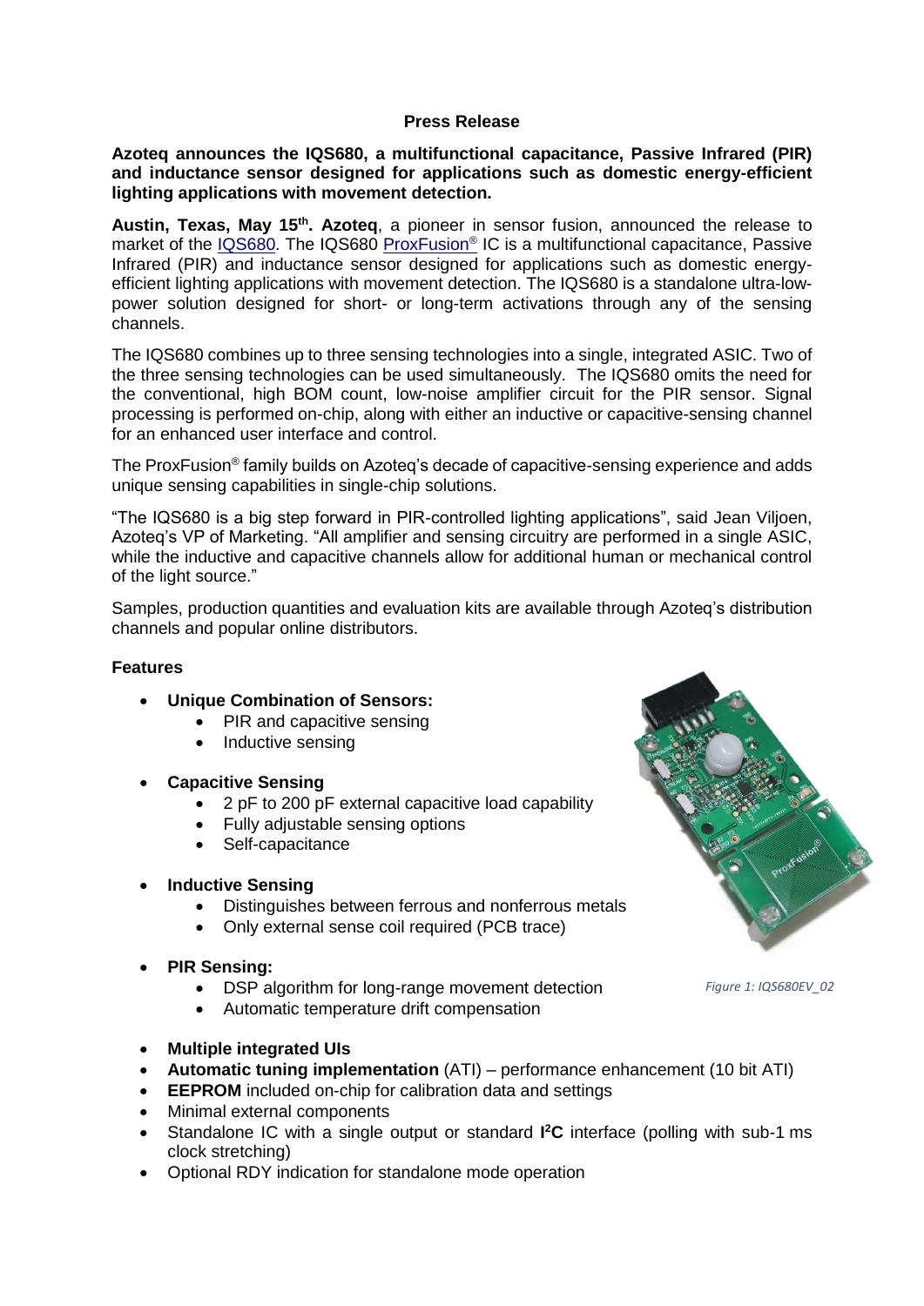**Press Release**

**Azoteq announces the IQS680, a multifunctional capacitance, Passive Infrared (PIR) and inductance sensor designed for applications such as domestic energy-efficient lighting applications with movement detection.**

**Austin, Texas, May 15th. Azoteq**, a pioneer in sensor fusion, announced the release to market of the IQS680. The IQS680 ProxFusion® IC is a multifunctional capacitance, Passive Infrared (PIR) and inductance sensor designed for applications such as domestic energy-efficient lighting applications with movement detection. The IQS680 is a standalone ultra-low-power solution designed for short- or long-term activations through any of the sensing channels.

The IQS680 combines up to three sensing technologies into a single, integrated ASIC. Two of the three sensing technologies can be used simultaneously. The IQS680 omits the need for the conventional, high BOM count, low-noise amplifier circuit for the PIR sensor. Signal processing is performed on-chip, along with either an inductive or capacitive-sensing channel for an enhanced user interface and control.

The ProxFusion® family builds on Azoteq's decade of capacitive-sensing experience and adds unique sensing capabilities in single-chip solutions.

"The IQS680 is a big step forward in PIR-controlled lighting applications", said Jean Viljoen, Azoteq's VP of Marketing. "All amplifier and sensing circuitry are performed in a single ASIC, while the inductive and capacitive channels allow for additional human or mechanical control of the light source."

Samples, production quantities and evaluation kits are available through Azoteq's distribution channels and popular online distributors.

**Features**

- **Unique Combination of Sensors:**
  - PIR and capacitive sensing
  - Inductive sensing
- **Capacitive Sensing**
  - 2 pF to 200 pF external capacitive load capability
  - Fully adjustable sensing options
  - Self-capacitance
- **Inductive Sensing**
  - Distinguishes between ferrous and nonferrous metals
  - Only external sense coil required (PCB trace)
- **PIR Sensing:**
  - DSP algorithm for long-range movement detection
  - Automatic temperature drift compensation
- **Multiple integrated UIs**
- **Automatic tuning implementation** (ATI) – performance enhancement (10 bit ATI)
- **EEPROM** included on-chip for calibration data and settings
- Minimal external components
- Standalone IC with a single output or standard **I²C** interface (polling with sub-1 ms clock stretching)
- Optional RDY indication for standalone mode operation

*Figure 1: IQS680EV_02*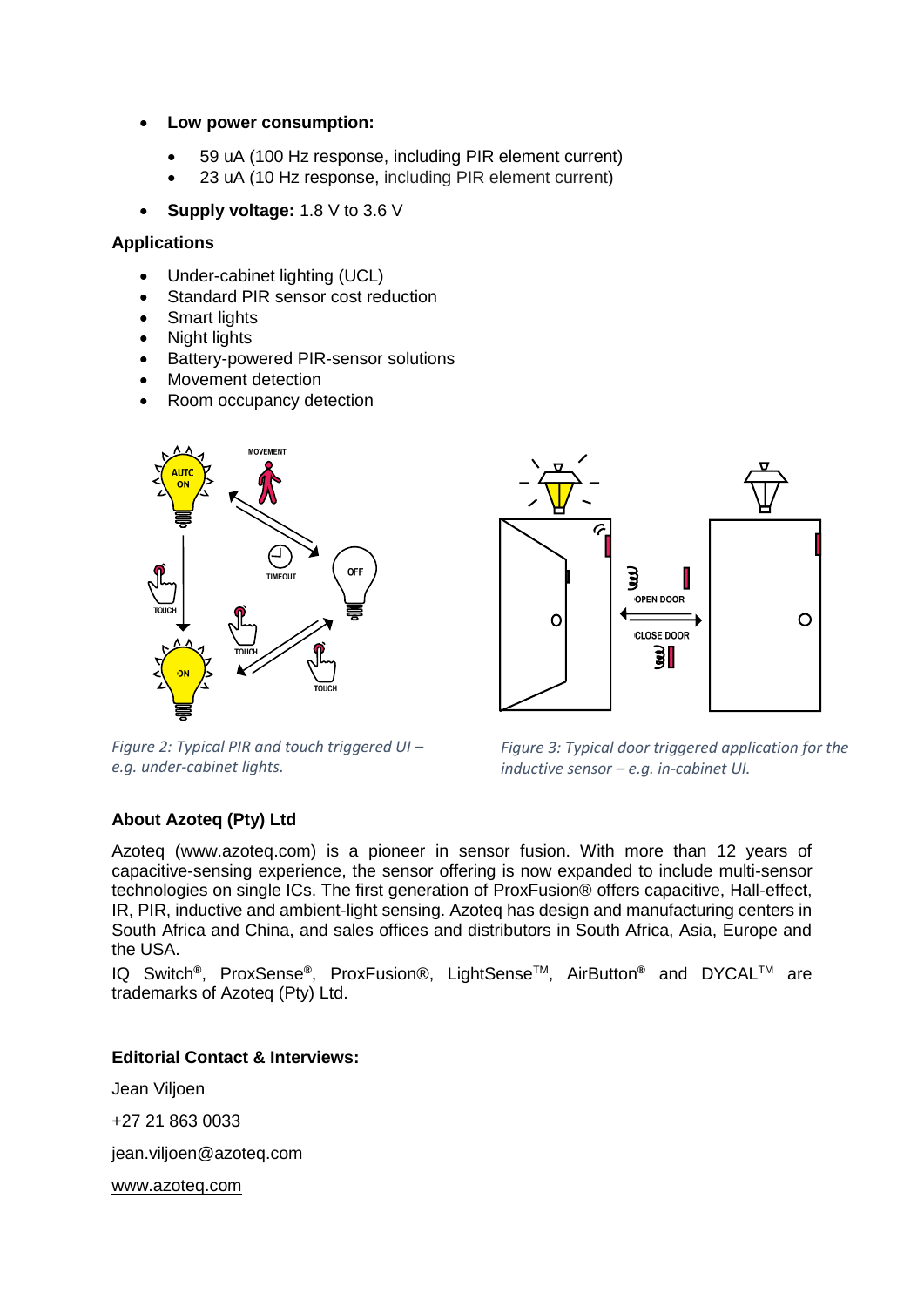- **Low power consumption:**
  - 59 uA (100 Hz response, including PIR element current)
  - 23 uA (10 Hz response, including PIR element current)
- **Supply voltage:** 1.8 V to 3.6 V

**Applications**

- Under-cabinet lighting (UCL)
- Standard PIR sensor cost reduction
- Smart lights
- Night lights
- Battery-powered PIR-sensor solutions
- Movement detection
- Room occupancy detection

AUTO ON
MOVEMENT
TIMEOUT
OFF
TOUCH
TOUCH
TOUCH
ON

*Figure 2: Typical PIR and touch triggered UI – e.g. under-cabinet lights.*

OPEN DOOR
CLOSE DOOR

*Figure 3: Typical door triggered application for the inductive sensor – e.g. in-cabinet UI.*

**About Azoteq (Pty) Ltd**

Azoteq (www.azoteq.com) is a pioneer in sensor fusion. With more than 12 years of capacitive-sensing experience, the sensor offering is now expanded to include multi-sensor technologies on single ICs. The first generation of ProxFusion® offers capacitive, Hall-effect, IR, PIR, inductive and ambient-light sensing. Azoteq has design and manufacturing centers in South Africa and China, and sales offices and distributors in South Africa, Asia, Europe and the USA.

IQ Switch®, ProxSense®, ProxFusion®, LightSense™, AirButton® and DYCAL™ are trademarks of Azoteq (Pty) Ltd.

**Editorial Contact & Interviews:**

Jean Viljoen

+27 21 863 0033

jean.viljoen@azoteq.com

www.azoteq.com